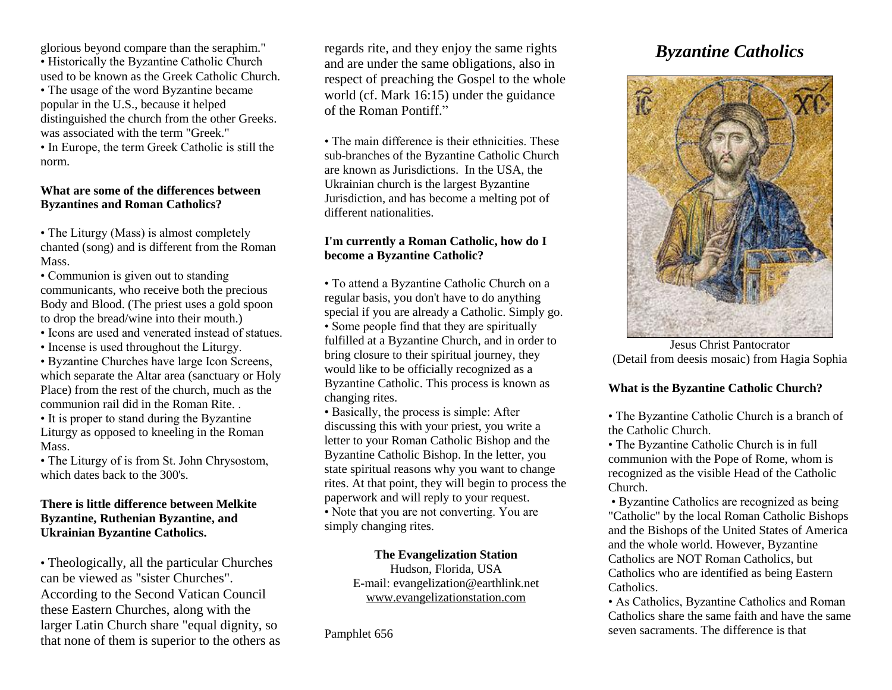# Byzantine Catholics

Jesus Christ Pantocrator
(Detail from deesis mosaic) from Hagia Sophia

**What is the Byzantine Catholic Church?**

• The Byzantine Catholic Church is a branch of the Catholic Church.
• The Byzantine Catholic Church is in full communion with the Pope of Rome, whom is recognized as the visible Head of the Catholic Church.
• Byzantine Catholics are recognized as being "Catholic" by the local Roman Catholic Bishops and the Bishops of the United States of America and the whole world. However, Byzantine Catholics are NOT Roman Catholics, but Catholics who are identified as being Eastern Catholics.
• As Catholics, Byzantine Catholics and Roman Catholics share the same faith and have the same seven sacraments. The difference is that glorious beyond compare than the seraphim."
• Historically the Byzantine Catholic Church used to be known as the Greek Catholic Church.
• The usage of the word Byzantine became popular in the U.S., because it helped distinguished the church from the other Greeks. was associated with the term "Greek."
• In Europe, the term Greek Catholic is still the norm.

**What are some of the differences between Byzantines and Roman Catholics?**

• The Liturgy (Mass) is almost completely chanted (song) and is different from the Roman Mass.
• Communion is given out to standing communicants, who receive both the precious Body and Blood. (The priest uses a gold spoon to drop the bread/wine into their mouth.)
• Icons are used and venerated instead of statues.
• Incense is used throughout the Liturgy.
• Byzantine Churches have large Icon Screens, which separate the Altar area (sanctuary or Holy Place) from the rest of the church, much as the communion rail did in the Roman Rite. .
• It is proper to stand during the Byzantine Liturgy as opposed to kneeling in the Roman Mass.
• The Liturgy of is from St. John Chrysostom, which dates back to the 300's.

**There is little difference between Melkite Byzantine, Ruthenian Byzantine, and Ukrainian Byzantine Catholics.**

• Theologically, all the particular Churches can be viewed as "sister Churches". According to the Second Vatican Council these Eastern Churches, along with the larger Latin Church share "equal dignity, so that none of them is superior to the others as regards rite, and they enjoy the same rights and are under the same obligations, also in respect of preaching the Gospel to the whole world (cf. Mark 16:15) under the guidance of the Roman Pontiff."

• The main difference is their ethnicities. These sub-branches of the Byzantine Catholic Church are known as Jurisdictions. In the USA, the Ukrainian church is the largest Byzantine Jurisdiction, and has become a melting pot of different nationalities.

**I'm currently a Roman Catholic, how do I become a Byzantine Catholic?**

• To attend a Byzantine Catholic Church on a regular basis, you don't have to do anything special if you are already a Catholic. Simply go.
• Some people find that they are spiritually fulfilled at a Byzantine Church, and in order to bring closure to their spiritual journey, they would like to be officially recognized as a Byzantine Catholic. This process is known as changing rites.
• Basically, the process is simple: After discussing this with your priest, you write a letter to your Roman Catholic Bishop and the Byzantine Catholic Bishop. In the letter, you state spiritual reasons why you want to change rites. At that point, they will begin to process the paperwork and will reply to your request.
• Note that you are not converting. You are simply changing rites.

**The Evangelization Station**
Hudson, Florida, USA
E-mail: evangelization@earthlink.net
www.evangelizationstation.com

Pamphlet 656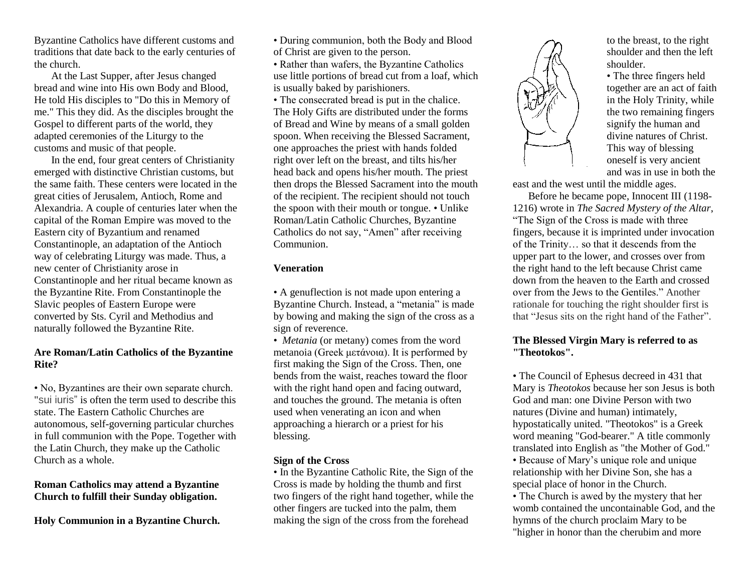Byzantine Catholics have different customs and traditions that date back to the early centuries of the church.

At the Last Supper, after Jesus changed bread and wine into His own Body and Blood, He told His disciples to "Do this in Memory of me." This they did. As the disciples brought the Gospel to different parts of the world, they adapted ceremonies of the Liturgy to the customs and music of that people.

In the end, four great centers of Christianity emerged with distinctive Christian customs, but the same faith. These centers were located in the great cities of Jerusalem, Antioch, Rome and Alexandria. A couple of centuries later when the capital of the Roman Empire was moved to the Eastern city of Byzantium and renamed Constantinople, an adaptation of the Antioch way of celebrating Liturgy was made. Thus, a new center of Christianity arose in Constantinople and her ritual became known as the Byzantine Rite. From Constantinople the Slavic peoples of Eastern Europe were converted by Sts. Cyril and Methodius and naturally followed the Byzantine Rite.

**Are Roman/Latin Catholics of the Byzantine Rite?**

- No, Byzantines are their own separate church. "sui iuris" is often the term used to describe this state. The Eastern Catholic Churches are autonomous, self-governing particular churches in full communion with the Pope. Together with the Latin Church, they make up the Catholic Church as a whole.

**Roman Catholics may attend a Byzantine Church to fulfill their Sunday obligation.**

**Holy Communion in a Byzantine Church.**

- During communion, both the Body and Blood of Christ are given to the person.
- Rather than wafers, the Byzantine Catholics use little portions of bread cut from a loaf, which is usually baked by parishioners.
- The consecrated bread is put in the chalice. The Holy Gifts are distributed under the forms of Bread and Wine by means of a small golden spoon. When receiving the Blessed Sacrament, one approaches the priest with hands folded right over left on the breast, and tilts his/her head back and opens his/her mouth. The priest then drops the Blessed Sacrament into the mouth of the recipient. The recipient should not touch the spoon with their mouth or tongue.
- Unlike Roman/Latin Catholic Churches, Byzantine Catholics do not say, "Amen" after receiving Communion.

**Veneration**

- A genuflection is not made upon entering a Byzantine Church. Instead, a "metania" is made by bowing and making the sign of the cross as a sign of reverence.
- *Metania* (or metany) comes from the word metanoia (Greek μετάνοια). It is performed by first making the Sign of the Cross. Then, one bends from the waist, reaches toward the floor with the right hand open and facing outward, and touches the ground. The metania is often used when venerating an icon and when approaching a hierarch or a priest for his blessing.

**Sign of the Cross**

- In the Byzantine Catholic Rite, the Sign of the Cross is made by holding the thumb and first two fingers of the right hand together, while the other fingers are tucked into the palm, them making the sign of the cross from the forehead to the breast, to the right shoulder and then the left shoulder.
- The three fingers held together are an act of faith in the Holy Trinity, while the two remaining fingers signify the human and divine natures of Christ. This way of blessing oneself is very ancient and was in use in both the east and the west until the middle ages.

Before he became pope, Innocent III (1198-1216) wrote in *The Sacred Mystery of the Altar*, "The Sign of the Cross is made with three fingers, because it is imprinted under invocation of the Trinity… so that it descends from the upper part to the lower, and crosses over from the right hand to the left because Christ came down from the heaven to the Earth and crossed over from the Jews to the Gentiles." Another rationale for touching the right shoulder first is that "Jesus sits on the right hand of the Father".

**The Blessed Virgin Mary is referred to as "Theotokos".**

- The Council of Ephesus decreed in 431 that Mary is *Theotokos* because her son Jesus is both God and man: one Divine Person with two natures (Divine and human) intimately, hypostatically united. "Theotokos" is a Greek word meaning "God-bearer." A title commonly translated into English as "the Mother of God."
- Because of Mary's unique role and unique relationship with her Divine Son, she has a special place of honor in the Church.
- The Church is awed by the mystery that her womb contained the uncontainable God, and the hymns of the church proclaim Mary to be "higher in honor than the cherubim and more